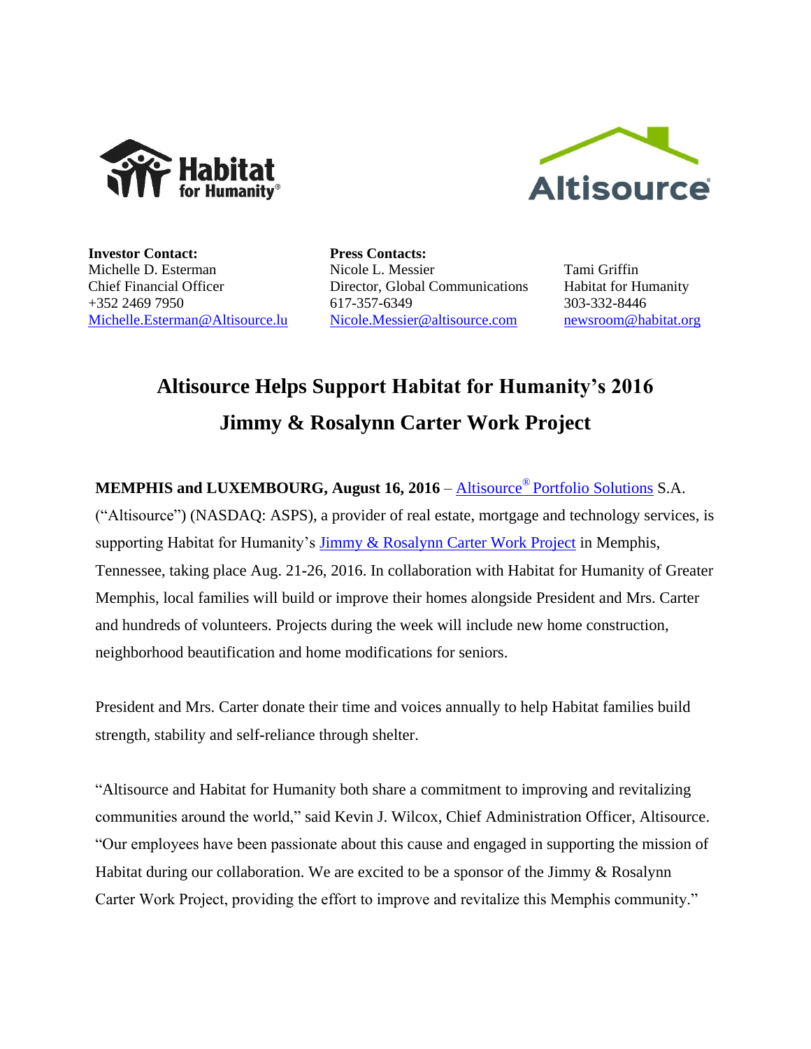**Investor Contact:**
Michelle D. Esterman
Chief Financial Officer
+352 2469 7950
Michelle.Esterman@Altisource.lu

**Press Contacts:**
Nicole L. Messier
Director, Global Communications
617-357-6349
Nicole.Messier@altisource.com

Tami Griffin
Habitat for Humanity
303-332-8446
newsroom@habitat.org

# Altisource Helps Support Habitat for Humanity's 2016 Jimmy & Rosalynn Carter Work Project

**MEMPHIS and LUXEMBOURG, August 16, 2016** – Altisource® Portfolio Solutions S.A. ("Altisource") (NASDAQ: ASPS), a provider of real estate, mortgage and technology services, is supporting Habitat for Humanity's Jimmy & Rosalynn Carter Work Project in Memphis, Tennessee, taking place Aug. 21-26, 2016. In collaboration with Habitat for Humanity of Greater Memphis, local families will build or improve their homes alongside President and Mrs. Carter and hundreds of volunteers. Projects during the week will include new home construction, neighborhood beautification and home modifications for seniors.

President and Mrs. Carter donate their time and voices annually to help Habitat families build strength, stability and self-reliance through shelter.

"Altisource and Habitat for Humanity both share a commitment to improving and revitalizing communities around the world," said Kevin J. Wilcox, Chief Administration Officer, Altisource. "Our employees have been passionate about this cause and engaged in supporting the mission of Habitat during our collaboration. We are excited to be a sponsor of the Jimmy & Rosalynn Carter Work Project, providing the effort to improve and revitalize this Memphis community."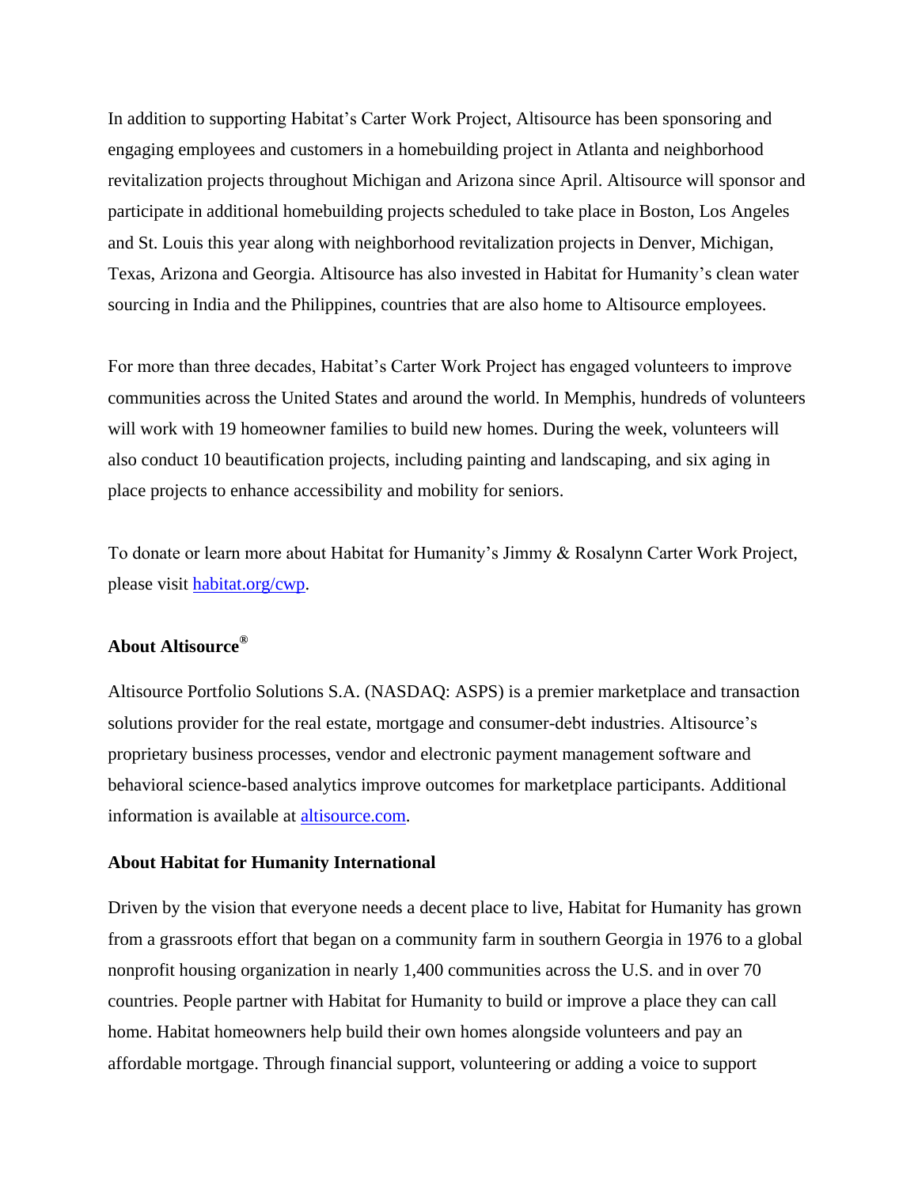In addition to supporting Habitat's Carter Work Project, Altisource has been sponsoring and engaging employees and customers in a homebuilding project in Atlanta and neighborhood revitalization projects throughout Michigan and Arizona since April. Altisource will sponsor and participate in additional homebuilding projects scheduled to take place in Boston, Los Angeles and St. Louis this year along with neighborhood revitalization projects in Denver, Michigan, Texas, Arizona and Georgia. Altisource has also invested in Habitat for Humanity's clean water sourcing in India and the Philippines, countries that are also home to Altisource employees.

For more than three decades, Habitat's Carter Work Project has engaged volunteers to improve communities across the United States and around the world. In Memphis, hundreds of volunteers will work with 19 homeowner families to build new homes. During the week, volunteers will also conduct 10 beautification projects, including painting and landscaping, and six aging in place projects to enhance accessibility and mobility for seniors.

To donate or learn more about Habitat for Humanity's Jimmy & Rosalynn Carter Work Project, please visit [habitat.org/cwp](habitat.org/cwp).

**About Altisource®**

Altisource Portfolio Solutions S.A. (NASDAQ: ASPS) is a premier marketplace and transaction solutions provider for the real estate, mortgage and consumer-debt industries. Altisource's proprietary business processes, vendor and electronic payment management software and behavioral science-based analytics improve outcomes for marketplace participants. Additional information is available at [altisource.com](altisource.com).

**About Habitat for Humanity International**

Driven by the vision that everyone needs a decent place to live, Habitat for Humanity has grown from a grassroots effort that began on a community farm in southern Georgia in 1976 to a global nonprofit housing organization in nearly 1,400 communities across the U.S. and in over 70 countries. People partner with Habitat for Humanity to build or improve a place they can call home. Habitat homeowners help build their own homes alongside volunteers and pay an affordable mortgage. Through financial support, volunteering or adding a voice to support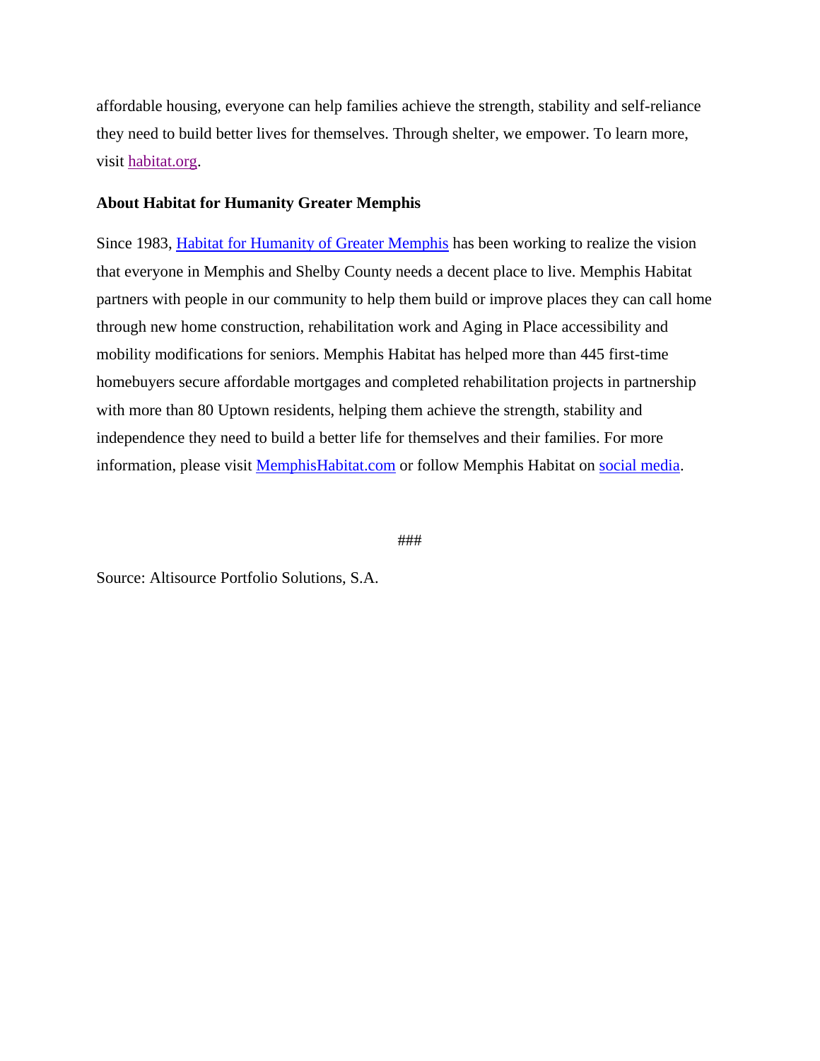affordable housing, everyone can help families achieve the strength, stability and self-reliance they need to build better lives for themselves. Through shelter, we empower. To learn more, visit habitat.org.

**About Habitat for Humanity Greater Memphis**

Since 1983, Habitat for Humanity of Greater Memphis has been working to realize the vision that everyone in Memphis and Shelby County needs a decent place to live. Memphis Habitat partners with people in our community to help them build or improve places they can call home through new home construction, rehabilitation work and Aging in Place accessibility and mobility modifications for seniors. Memphis Habitat has helped more than 445 first-time homebuyers secure affordable mortgages and completed rehabilitation projects in partnership with more than 80 Uptown residents, helping them achieve the strength, stability and independence they need to build a better life for themselves and their families. For more information, please visit MemphisHabitat.com or follow Memphis Habitat on social media.

###

Source: Altisource Portfolio Solutions, S.A.